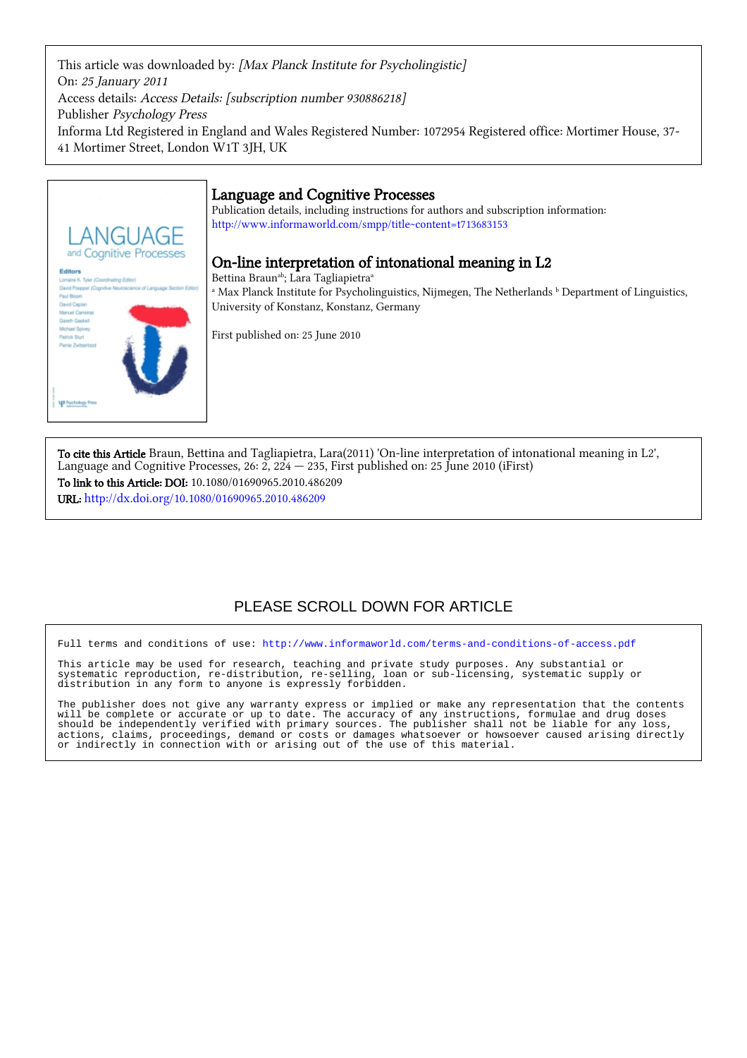This article was downloaded by: *[Max Planck Institute for Psycholingistic]*
On: *25 January 2011*
Access details: *Access Details: [subscription number 930886218]*
Publisher *Psychology Press*
Informa Ltd Registered in England and Wales Registered Number: 1072954 Registered office: Mortimer House, 37-41 Mortimer Street, London W1T 3JH, UK

# Language and Cognitive Processes

Publication details, including instructions for authors and subscription information:
http://www.informaworld.com/smpp/title~content=t713683153

## On-line interpretation of intonational meaning in L2

Bettina Braun[ab]; Lara Tagliapietra[a]

[a] Max Planck Institute for Psycholinguistics, Nijmegen, The Netherlands [b] Department of Linguistics, University of Konstanz, Konstanz, Germany

First published on: 25 June 2010

**To cite this Article** Braun, Bettina and Tagliapietra, Lara(2011) 'On-line interpretation of intonational meaning in L2', Language and Cognitive Processes, 26: 2, 224 — 235, First published on: 25 June 2010 (iFirst)

**To link to this Article: DOI:** 10.1080/01690965.2010.486209

**URL:** http://dx.doi.org/10.1080/01690965.2010.486209

PLEASE SCROLL DOWN FOR ARTICLE

Full terms and conditions of use: http://www.informaworld.com/terms-and-conditions-of-access.pdf

This article may be used for research, teaching and private study purposes. Any substantial or systematic reproduction, re-distribution, re-selling, loan or sub-licensing, systematic supply or distribution in any form to anyone is expressly forbidden.

The publisher does not give any warranty express or implied or make any representation that the contents will be complete or accurate or up to date. The accuracy of any instructions, formulae and drug doses should be independently verified with primary sources. The publisher shall not be liable for any loss, actions, claims, proceedings, demand or costs or damages whatsoever or howsoever caused arising directly or indirectly in connection with or arising out of the use of this material.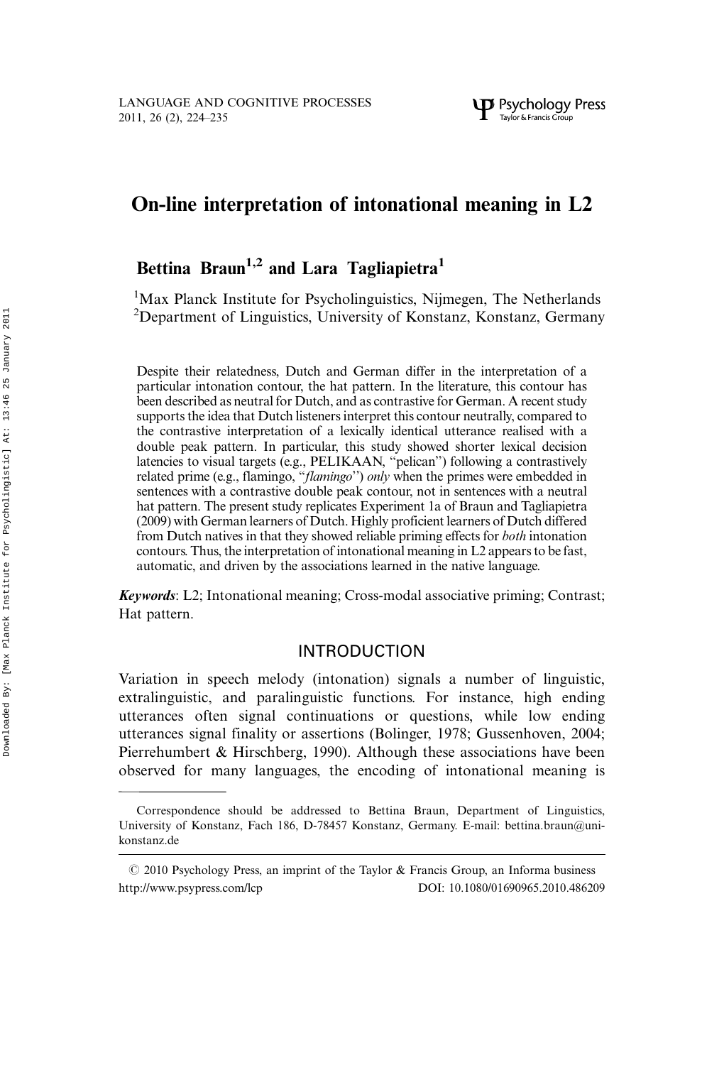# On-line interpretation of intonational meaning in L2

**Bettina Braun[1,2] and Lara Tagliapietra[1]**

[1]Max Planck Institute for Psycholinguistics, Nijmegen, The Netherlands
[2]Department of Linguistics, University of Konstanz, Konstanz, Germany

Despite their relatedness, Dutch and German differ in the interpretation of a particular intonation contour, the hat pattern. In the literature, this contour has been described as neutral for Dutch, and as contrastive for German. A recent study supports the idea that Dutch listeners interpret this contour neutrally, compared to the contrastive interpretation of a lexically identical utterance realised with a double peak pattern. In particular, this study showed shorter lexical decision latencies to visual targets (e.g., PELIKAAN, "pelican") following a contrastively related prime (e.g., flamingo, "*flamingo*") *only* when the primes were embedded in sentences with a contrastive double peak contour, not in sentences with a neutral hat pattern. The present study replicates Experiment 1a of Braun and Tagliapietra (2009) with German learners of Dutch. Highly proficient learners of Dutch differed from Dutch natives in that they showed reliable priming effects for *both* intonation contours. Thus, the interpretation of intonational meaning in L2 appears to be fast, automatic, and driven by the associations learned in the native language.

***Keywords***: L2; Intonational meaning; Cross-modal associative priming; Contrast; Hat pattern.

## INTRODUCTION

Variation in speech melody (intonation) signals a number of linguistic, extralinguistic, and paralinguistic functions. For instance, high ending utterances often signal continuations or questions, while low ending utterances signal finality or assertions (Bolinger, 1978; Gussenhoven, 2004; Pierrehumbert & Hirschberg, 1990). Although these associations have been observed for many languages, the encoding of intonational meaning is

---

Correspondence should be addressed to Bettina Braun, Department of Linguistics, University of Konstanz, Fach 186, D-78457 Konstanz, Germany. E-mail: bettina.braun@uni-konstanz.de

© 2010 Psychology Press, an imprint of the Taylor & Francis Group, an Informa business
http://www.psypress.com/lcp DOI: 10.1080/01690965.2010.486209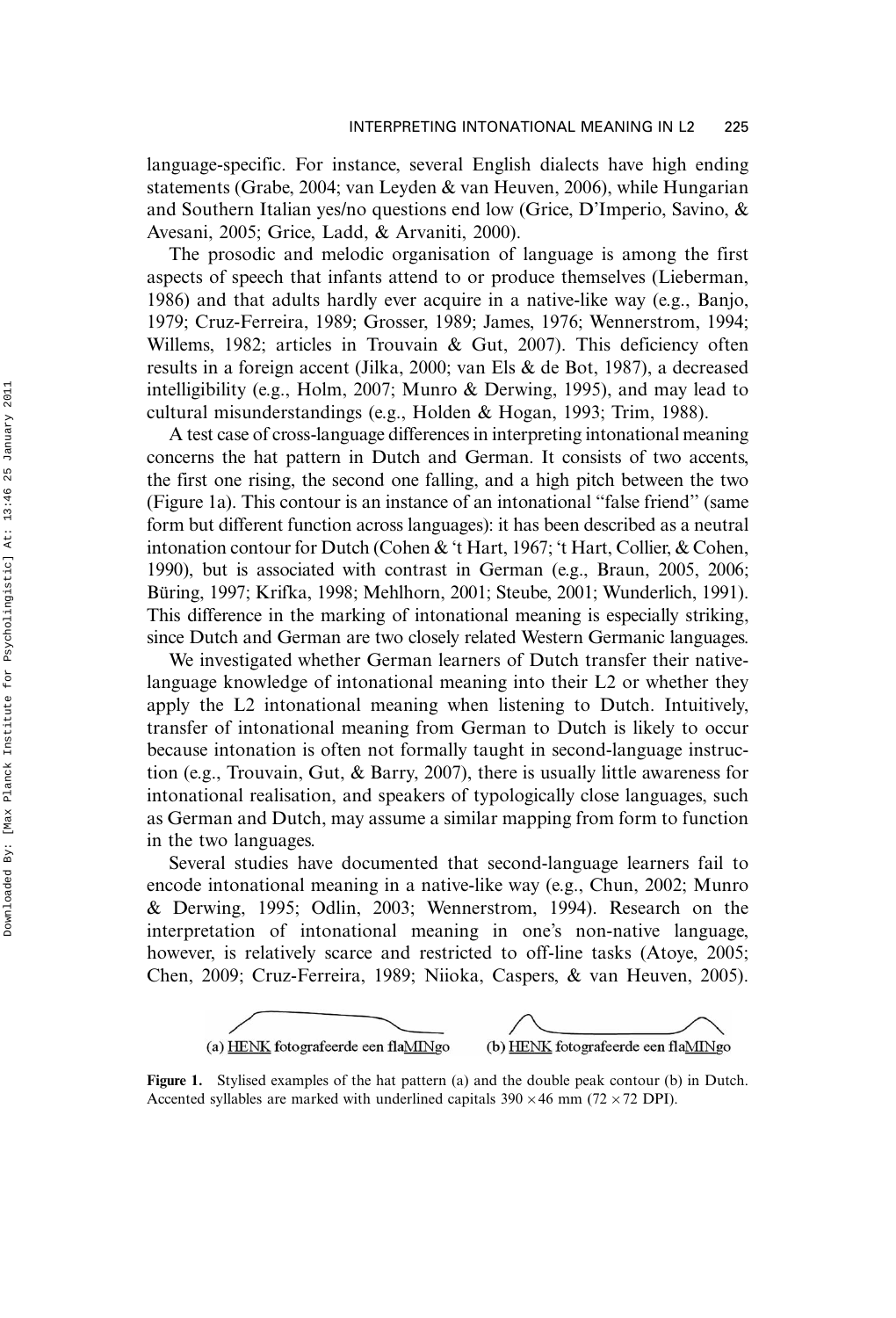language-specific. For instance, several English dialects have high ending statements (Grabe, 2004; van Leyden & van Heuven, 2006), while Hungarian and Southern Italian yes/no questions end low (Grice, D'Imperio, Savino, & Avesani, 2005; Grice, Ladd, & Arvaniti, 2000).

The prosodic and melodic organisation of language is among the first aspects of speech that infants attend to or produce themselves (Lieberman, 1986) and that adults hardly ever acquire in a native-like way (e.g., Banjo, 1979; Cruz-Ferreira, 1989; Grosser, 1989; James, 1976; Wennerstrom, 1994; Willems, 1982; articles in Trouvain & Gut, 2007). This deficiency often results in a foreign accent (Jilka, 2000; van Els & de Bot, 1987), a decreased intelligibility (e.g., Holm, 2007; Munro & Derwing, 1995), and may lead to cultural misunderstandings (e.g., Holden & Hogan, 1993; Trim, 1988).

A test case of cross-language differences in interpreting intonational meaning concerns the hat pattern in Dutch and German. It consists of two accents, the first one rising, the second one falling, and a high pitch between the two (Figure 1a). This contour is an instance of an intonational "false friend" (same form but different function across languages): it has been described as a neutral intonation contour for Dutch (Cohen & 't Hart, 1967; 't Hart, Collier, & Cohen, 1990), but is associated with contrast in German (e.g., Braun, 2005, 2006; Büring, 1997; Krifka, 1998; Mehlhorn, 2001; Steube, 2001; Wunderlich, 1991). This difference in the marking of intonational meaning is especially striking, since Dutch and German are two closely related Western Germanic languages.

We investigated whether German learners of Dutch transfer their native-language knowledge of intonational meaning into their L2 or whether they apply the L2 intonational meaning when listening to Dutch. Intuitively, transfer of intonational meaning from German to Dutch is likely to occur because intonation is often not formally taught in second-language instruction (e.g., Trouvain, Gut, & Barry, 2007), there is usually little awareness for intonational realisation, and speakers of typologically close languages, such as German and Dutch, may assume a similar mapping from form to function in the two languages.

Several studies have documented that second-language learners fail to encode intonational meaning in a native-like way (e.g., Chun, 2002; Munro & Derwing, 1995; Odlin, 2003; Wennerstrom, 1994). Research on the interpretation of intonational meaning in one's non-native language, however, is relatively scarce and restricted to off-line tasks (Atoye, 2005; Chen, 2009; Cruz-Ferreira, 1989; Niioka, Caspers, & van Heuven, 2005).

(a) HENK fotografeerde een flaMINgo (b) HENK fotografeerde een flaMINgo

**Figure 1.** Stylised examples of the hat pattern (a) and the double peak contour (b) in Dutch. Accented syllables are marked with underlined capitals 390 × 46 mm (72 × 72 DPI).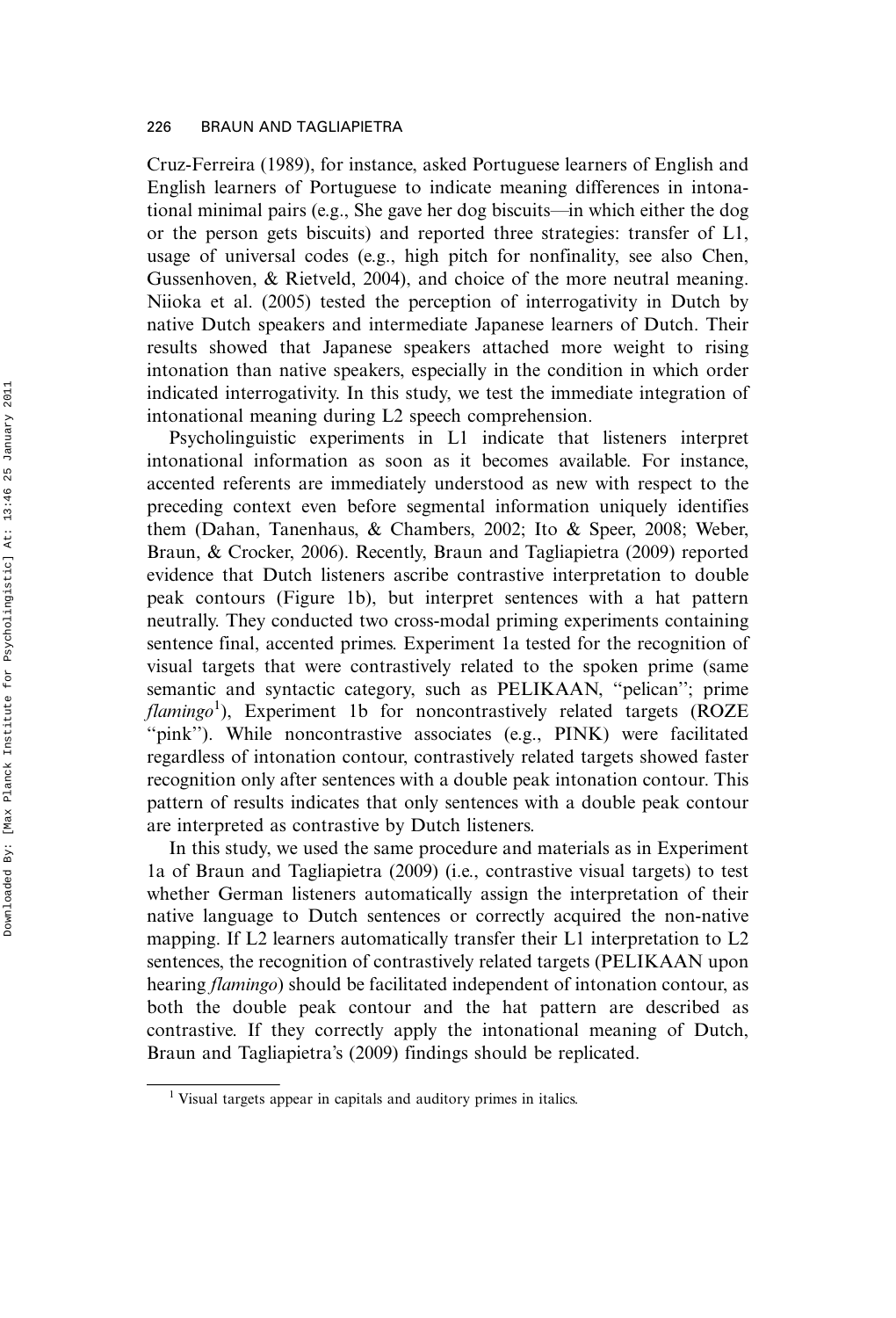Cruz-Ferreira (1989), for instance, asked Portuguese learners of English and English learners of Portuguese to indicate meaning differences in intonational minimal pairs (e.g., She gave her dog biscuits—in which either the dog or the person gets biscuits) and reported three strategies: transfer of L1, usage of universal codes (e.g., high pitch for nonfinality, see also Chen, Gussenhoven, & Rietveld, 2004), and choice of the more neutral meaning. Niioka et al. (2005) tested the perception of interrogativity in Dutch by native Dutch speakers and intermediate Japanese learners of Dutch. Their results showed that Japanese speakers attached more weight to rising intonation than native speakers, especially in the condition in which order indicated interrogativity. In this study, we test the immediate integration of intonational meaning during L2 speech comprehension.

Psycholinguistic experiments in L1 indicate that listeners interpret intonational information as soon as it becomes available. For instance, accented referents are immediately understood as new with respect to the preceding context even before segmental information uniquely identifies them (Dahan, Tanenhaus, & Chambers, 2002; Ito & Speer, 2008; Weber, Braun, & Crocker, 2006). Recently, Braun and Tagliapietra (2009) reported evidence that Dutch listeners ascribe contrastive interpretation to double peak contours (Figure 1b), but interpret sentences with a hat pattern neutrally. They conducted two cross-modal priming experiments containing sentence final, accented primes. Experiment 1a tested for the recognition of visual targets that were contrastively related to the spoken prime (same semantic and syntactic category, such as PELIKAAN, "pelican"; prime *flamingo*[1]), Experiment 1b for noncontrastively related targets (ROZE "pink"). While noncontrastive associates (e.g., PINK) were facilitated regardless of intonation contour, contrastively related targets showed faster recognition only after sentences with a double peak intonation contour. This pattern of results indicates that only sentences with a double peak contour are interpreted as contrastive by Dutch listeners.

In this study, we used the same procedure and materials as in Experiment 1a of Braun and Tagliapietra (2009) (i.e., contrastive visual targets) to test whether German listeners automatically assign the interpretation of their native language to Dutch sentences or correctly acquired the non-native mapping. If L2 learners automatically transfer their L1 interpretation to L2 sentences, the recognition of contrastively related targets (PELIKAAN upon hearing *flamingo*) should be facilitated independent of intonation contour, as both the double peak contour and the hat pattern are described as contrastive. If they correctly apply the intonational meaning of Dutch, Braun and Tagliapietra's (2009) findings should be replicated.

[1] Visual targets appear in capitals and auditory primes in italics.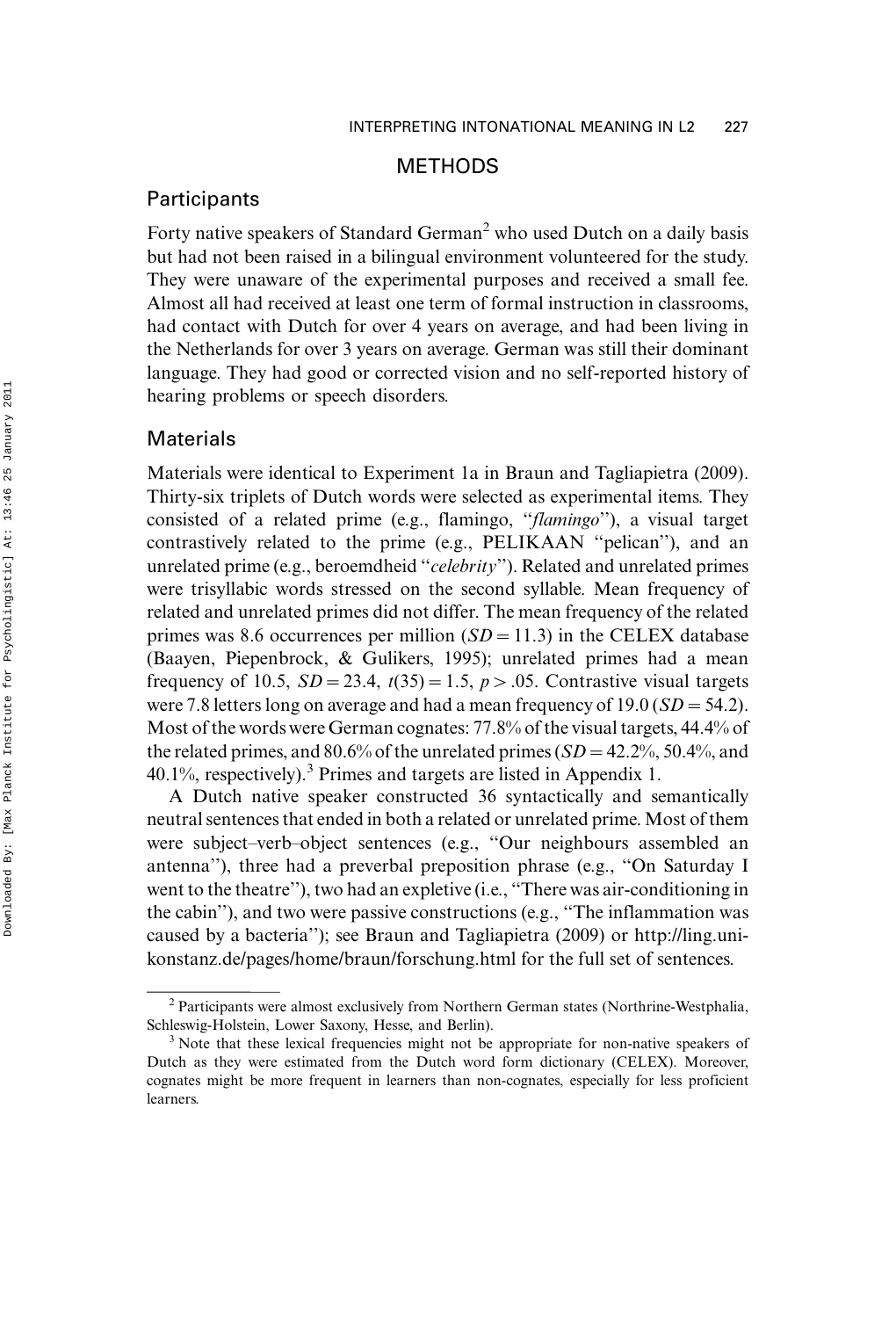## METHODS

### Participants

Forty native speakers of Standard German[2] who used Dutch on a daily basis but had not been raised in a bilingual environment volunteered for the study. They were unaware of the experimental purposes and received a small fee. Almost all had received at least one term of formal instruction in classrooms, had contact with Dutch for over 4 years on average, and had been living in the Netherlands for over 3 years on average. German was still their dominant language. They had good or corrected vision and no self-reported history of hearing problems or speech disorders.

### Materials

Materials were identical to Experiment 1a in Braun and Tagliapietra (2009). Thirty-six triplets of Dutch words were selected as experimental items. They consisted of a related prime (e.g., flamingo, "*flamingo*"), a visual target contrastively related to the prime (e.g., PELIKAAN "pelican"), and an unrelated prime (e.g., beroemdheid "*celebrity*"). Related and unrelated primes were trisyllabic words stressed on the second syllable. Mean frequency of related and unrelated primes did not differ. The mean frequency of the related primes was 8.6 occurrences per million ($SD = 11.3$) in the CELEX database (Baayen, Piepenbrock, & Gulikers, 1995); unrelated primes had a mean frequency of 10.5, $SD = 23.4$, $t(35) = 1.5$, $p > .05$. Contrastive visual targets were 7.8 letters long on average and had a mean frequency of 19.0 ($SD = 54.2$). Most of the words were German cognates: 77.8% of the visual targets, 44.4% of the related primes, and 80.6% of the unrelated primes ($SD = 42.2\%$, 50.4%, and 40.1%, respectively).[3] Primes and targets are listed in Appendix 1.

A Dutch native speaker constructed 36 syntactically and semantically neutral sentences that ended in both a related or unrelated prime. Most of them were subject–verb–object sentences (e.g., "Our neighbours assembled an antenna"), three had a preverbal preposition phrase (e.g., "On Saturday I went to the theatre"), two had an expletive (i.e., "There was air-conditioning in the cabin"), and two were passive constructions (e.g., "The inflammation was caused by a bacteria"); see Braun and Tagliapietra (2009) or http://ling.uni-konstanz.de/pages/home/braun/forschung.html for the full set of sentences.

---

[2] Participants were almost exclusively from Northern German states (Northrine-Westphalia, Schleswig-Holstein, Lower Saxony, Hesse, and Berlin).

[3] Note that these lexical frequencies might not be appropriate for non-native speakers of Dutch as they were estimated from the Dutch word form dictionary (CELEX). Moreover, cognates might be more frequent in learners than non-cognates, especially for less proficient learners.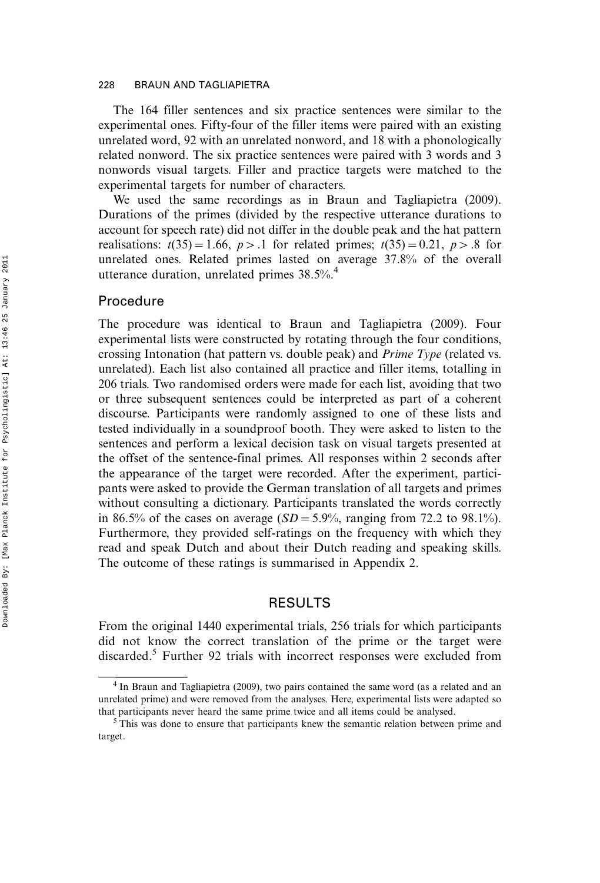The 164 filler sentences and six practice sentences were similar to the experimental ones. Fifty-four of the filler items were paired with an existing unrelated word, 92 with an unrelated nonword, and 18 with a phonologically related nonword. The six practice sentences were paired with 3 words and 3 nonwords visual targets. Filler and practice targets were matched to the experimental targets for number of characters.

We used the same recordings as in Braun and Tagliapietra (2009). Durations of the primes (divided by the respective utterance durations to account for speech rate) did not differ in the double peak and the hat pattern realisations: $t(35) = 1.66$, $p > .1$ for related primes; $t(35) = 0.21$, $p > .8$ for unrelated ones. Related primes lasted on average 37.8% of the overall utterance duration, unrelated primes 38.5%.[4]

## Procedure

The procedure was identical to Braun and Tagliapietra (2009). Four experimental lists were constructed by rotating through the four conditions, crossing Intonation (hat pattern vs. double peak) and *Prime Type* (related vs. unrelated). Each list also contained all practice and filler items, totalling in 206 trials. Two randomised orders were made for each list, avoiding that two or three subsequent sentences could be interpreted as part of a coherent discourse. Participants were randomly assigned to one of these lists and tested individually in a soundproof booth. They were asked to listen to the sentences and perform a lexical decision task on visual targets presented at the offset of the sentence-final primes. All responses within 2 seconds after the appearance of the target were recorded. After the experiment, participants were asked to provide the German translation of all targets and primes without consulting a dictionary. Participants translated the words correctly in 86.5% of the cases on average ($SD = 5.9\%$, ranging from 72.2 to 98.1%). Furthermore, they provided self-ratings on the frequency with which they read and speak Dutch and about their Dutch reading and speaking skills. The outcome of these ratings is summarised in Appendix 2.

# RESULTS

From the original 1440 experimental trials, 256 trials for which participants did not know the correct translation of the prime or the target were discarded.[5] Further 92 trials with incorrect responses were excluded from

[4] In Braun and Tagliapietra (2009), two pairs contained the same word (as a related and an unrelated prime) and were removed from the analyses. Here, experimental lists were adapted so that participants never heard the same prime twice and all items could be analysed.

[5] This was done to ensure that participants knew the semantic relation between prime and target.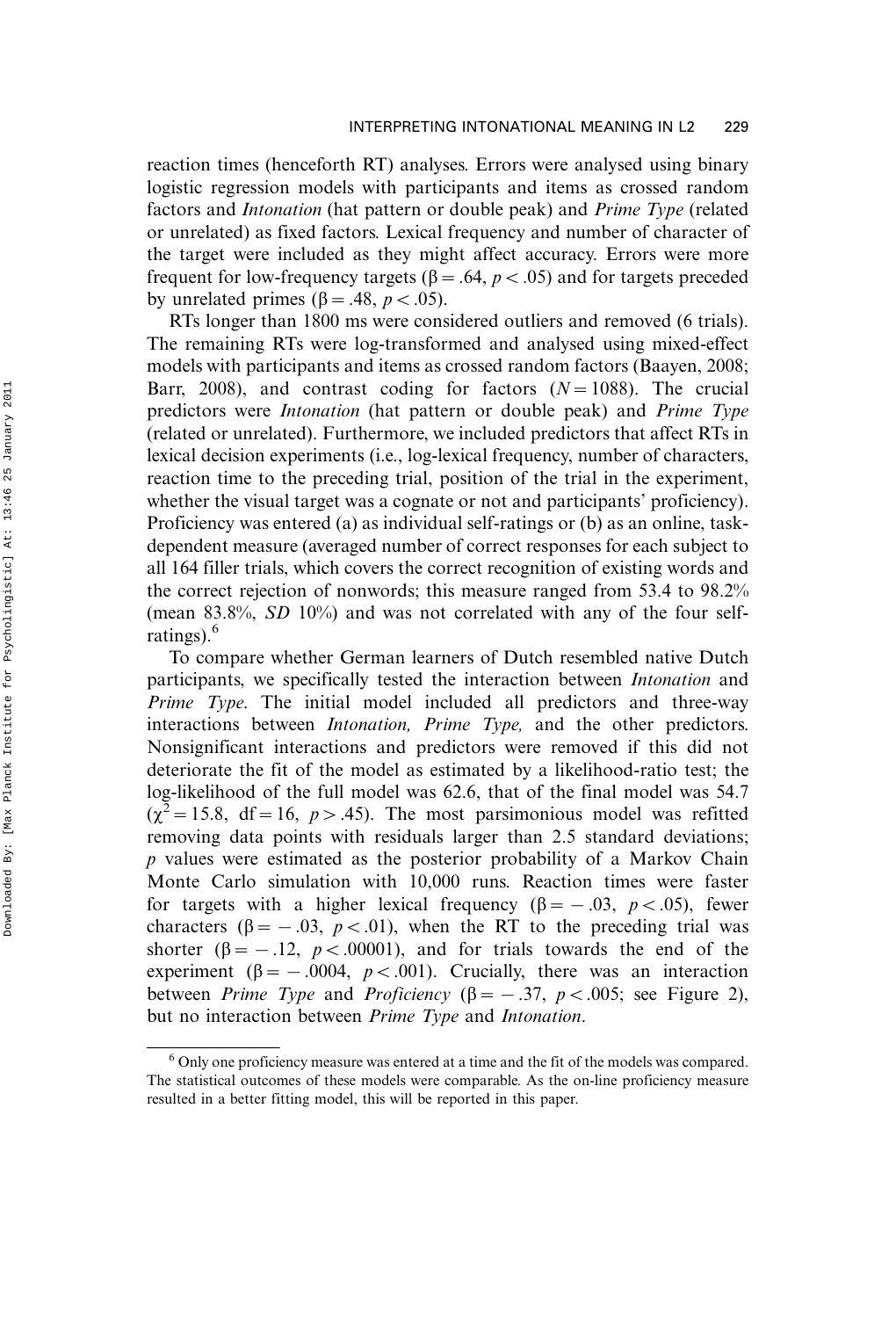reaction times (henceforth RT) analyses. Errors were analysed using binary logistic regression models with participants and items as crossed random factors and *Intonation* (hat pattern or double peak) and *Prime Type* (related or unrelated) as fixed factors. Lexical frequency and number of character of the target were included as they might affect accuracy. Errors were more frequent for low-frequency targets ($\beta = .64$, $p < .05$) and for targets preceded by unrelated primes ($\beta = .48$, $p < .05$).

RTs longer than 1800 ms were considered outliers and removed (6 trials). The remaining RTs were log-transformed and analysed using mixed-effect models with participants and items as crossed random factors (Baayen, 2008; Barr, 2008), and contrast coding for factors ($N = 1088$). The crucial predictors were *Intonation* (hat pattern or double peak) and *Prime Type* (related or unrelated). Furthermore, we included predictors that affect RTs in lexical decision experiments (i.e., log-lexical frequency, number of characters, reaction time to the preceding trial, position of the trial in the experiment, whether the visual target was a cognate or not and participants' proficiency). Proficiency was entered (a) as individual self-ratings or (b) as an online, task-dependent measure (averaged number of correct responses for each subject to all 164 filler trials, which covers the correct recognition of existing words and the correct rejection of nonwords; this measure ranged from 53.4 to 98.2% (mean 83.8%, *SD* 10%) and was not correlated with any of the four self-ratings).[6]

To compare whether German learners of Dutch resembled native Dutch participants, we specifically tested the interaction between *Intonation* and *Prime Type*. The initial model included all predictors and three-way interactions between *Intonation, Prime Type,* and the other predictors. Nonsignificant interactions and predictors were removed if this did not deteriorate the fit of the model as estimated by a likelihood-ratio test; the log-likelihood of the full model was 62.6, that of the final model was 54.7 ($\chi^2 = 15.8$, df $= 16$, $p > .45$). The most parsimonious model was refitted removing data points with residuals larger than 2.5 standard deviations; *p* values were estimated as the posterior probability of a Markov Chain Monte Carlo simulation with 10,000 runs. Reaction times were faster for targets with a higher lexical frequency ($\beta = -.03$, $p < .05$), fewer characters ($\beta = -.03$, $p < .01$), when the RT to the preceding trial was shorter ($\beta = -.12$, $p < .00001$), and for trials towards the end of the experiment ($\beta = -.0004$, $p < .001$). Crucially, there was an interaction between *Prime Type* and *Proficiency* ($\beta = -.37$, $p < .005$; see Figure 2), but no interaction between *Prime Type* and *Intonation*.

[6] Only one proficiency measure was entered at a time and the fit of the models was compared. The statistical outcomes of these models were comparable. As the on-line proficiency measure resulted in a better fitting model, this will be reported in this paper.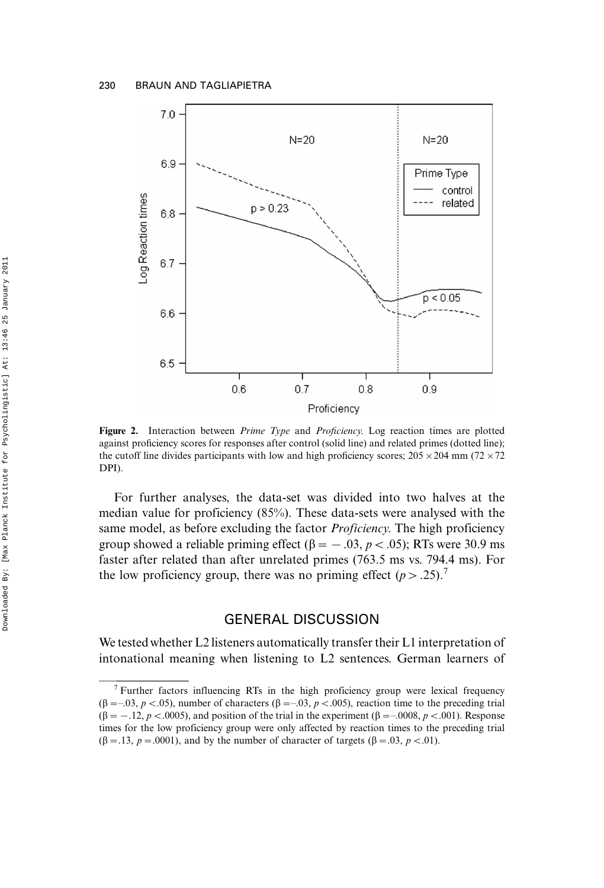**Figure 2.** Interaction between *Prime Type* and *Proficiency.* Log reaction times are plotted against proficiency scores for responses after control (solid line) and related primes (dotted line); the cutoff line divides participants with low and high proficiency scores; 205 × 204 mm (72 × 72 DPI).

For further analyses, the data-set was divided into two halves at the median value for proficiency (85%). These data-sets were analysed with the same model, as before excluding the factor *Proficiency*. The high proficiency group showed a reliable priming effect ($\beta = -.03$, $p < .05$); RTs were 30.9 ms faster after related than after unrelated primes (763.5 ms vs. 794.4 ms). For the low proficiency group, there was no priming effect ($p > .25$).[7]

## GENERAL DISCUSSION

We tested whether L2 listeners automatically transfer their L1 interpretation of intonational meaning when listening to L2 sentences. German learners of

[7] Further factors influencing RTs in the high proficiency group were lexical frequency ($\beta = -.03$, $p < .05$), number of characters ($\beta = -.03$, $p < .005$), reaction time to the preceding trial ($\beta = -.12$, $p < .0005$), and position of the trial in the experiment ($\beta = -.0008$, $p < .001$). Response times for the low proficiency group were only affected by reaction times to the preceding trial ($\beta = .13$, $p = .0001$), and by the number of character of targets ($\beta = .03$, $p < .01$).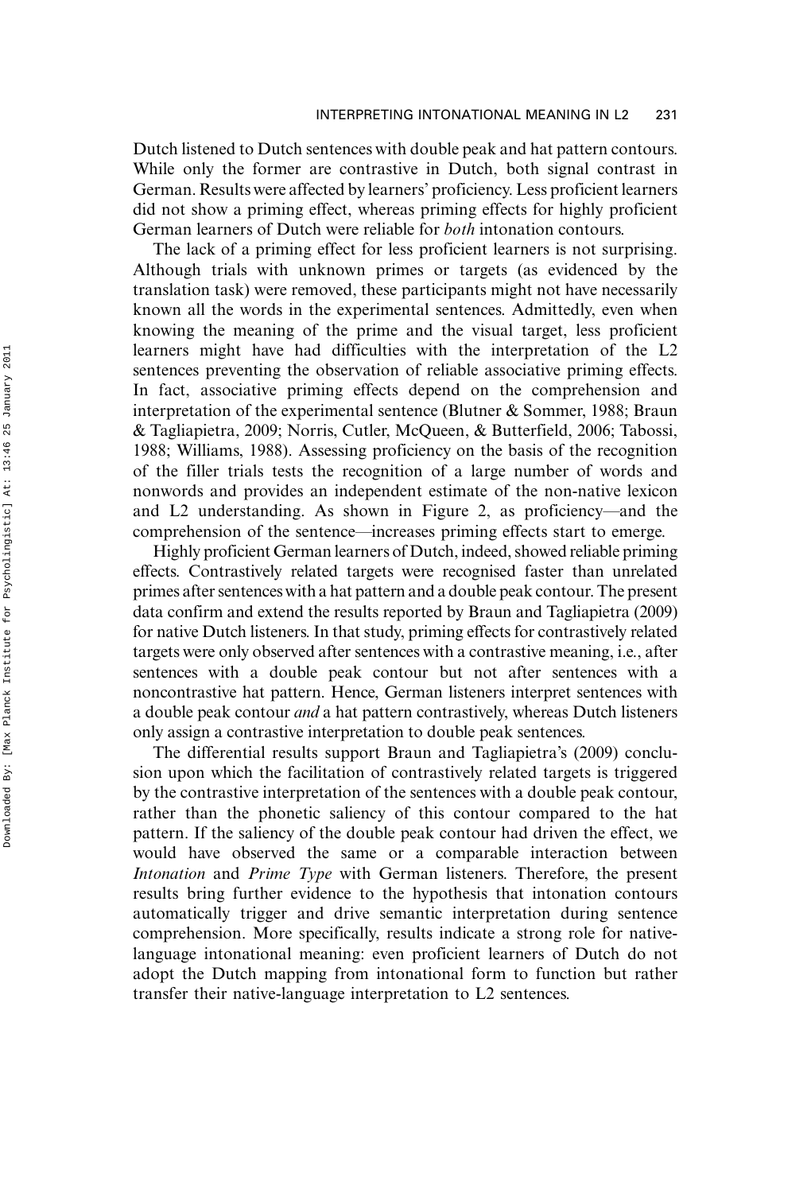Dutch listened to Dutch sentences with double peak and hat pattern contours. While only the former are contrastive in Dutch, both signal contrast in German. Results were affected by learners' proficiency. Less proficient learners did not show a priming effect, whereas priming effects for highly proficient German learners of Dutch were reliable for *both* intonation contours.

The lack of a priming effect for less proficient learners is not surprising. Although trials with unknown primes or targets (as evidenced by the translation task) were removed, these participants might not have necessarily known all the words in the experimental sentences. Admittedly, even when knowing the meaning of the prime and the visual target, less proficient learners might have had difficulties with the interpretation of the L2 sentences preventing the observation of reliable associative priming effects. In fact, associative priming effects depend on the comprehension and interpretation of the experimental sentence (Blutner & Sommer, 1988; Braun & Tagliapietra, 2009; Norris, Cutler, McQueen, & Butterfield, 2006; Tabossi, 1988; Williams, 1988). Assessing proficiency on the basis of the recognition of the filler trials tests the recognition of a large number of words and nonwords and provides an independent estimate of the non-native lexicon and L2 understanding. As shown in Figure 2, as proficiency—and the comprehension of the sentence—increases priming effects start to emerge.

Highly proficient German learners of Dutch, indeed, showed reliable priming effects. Contrastively related targets were recognised faster than unrelated primes after sentences with a hat pattern and a double peak contour. The present data confirm and extend the results reported by Braun and Tagliapietra (2009) for native Dutch listeners. In that study, priming effects for contrastively related targets were only observed after sentences with a contrastive meaning, i.e., after sentences with a double peak contour but not after sentences with a noncontrastive hat pattern. Hence, German listeners interpret sentences with a double peak contour *and* a hat pattern contrastively, whereas Dutch listeners only assign a contrastive interpretation to double peak sentences.

The differential results support Braun and Tagliapietra's (2009) conclusion upon which the facilitation of contrastively related targets is triggered by the contrastive interpretation of the sentences with a double peak contour, rather than the phonetic saliency of this contour compared to the hat pattern. If the saliency of the double peak contour had driven the effect, we would have observed the same or a comparable interaction between *Intonation* and *Prime Type* with German listeners. Therefore, the present results bring further evidence to the hypothesis that intonation contours automatically trigger and drive semantic interpretation during sentence comprehension. More specifically, results indicate a strong role for native-language intonational meaning: even proficient learners of Dutch do not adopt the Dutch mapping from intonational form to function but rather transfer their native-language interpretation to L2 sentences.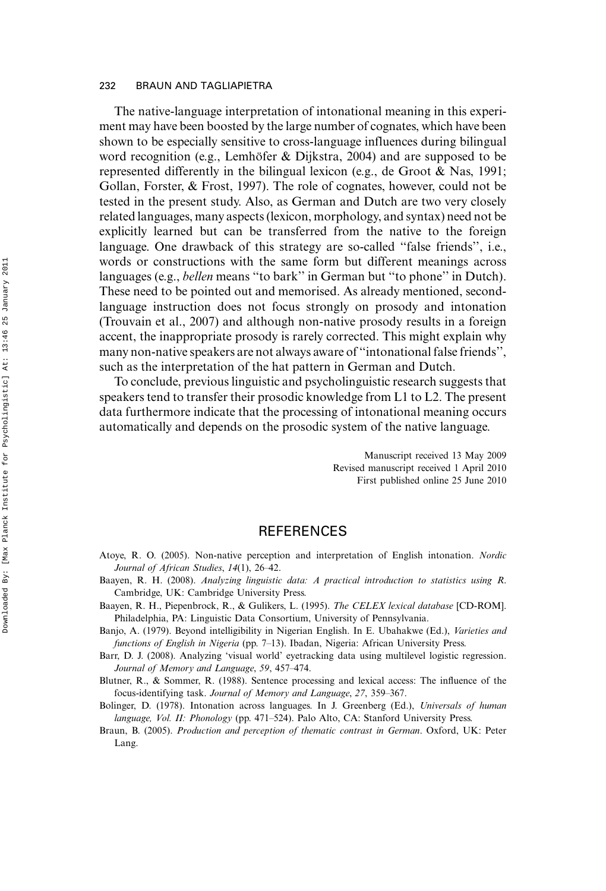The native-language interpretation of intonational meaning in this experiment may have been boosted by the large number of cognates, which have been shown to be especially sensitive to cross-language influences during bilingual word recognition (e.g., Lemhöfer & Dijkstra, 2004) and are supposed to be represented differently in the bilingual lexicon (e.g., de Groot & Nas, 1991; Gollan, Forster, & Frost, 1997). The role of cognates, however, could not be tested in the present study. Also, as German and Dutch are two very closely related languages, many aspects (lexicon, morphology, and syntax) need not be explicitly learned but can be transferred from the native to the foreign language. One drawback of this strategy are so-called "false friends", i.e., words or constructions with the same form but different meanings across languages (e.g., *bellen* means "to bark" in German but "to phone" in Dutch). These need to be pointed out and memorised. As already mentioned, second-language instruction does not focus strongly on prosody and intonation (Trouvain et al., 2007) and although non-native prosody results in a foreign accent, the inappropriate prosody is rarely corrected. This might explain why many non-native speakers are not always aware of "intonational false friends", such as the interpretation of the hat pattern in German and Dutch.

To conclude, previous linguistic and psycholinguistic research suggests that speakers tend to transfer their prosodic knowledge from L1 to L2. The present data furthermore indicate that the processing of intonational meaning occurs automatically and depends on the prosodic system of the native language.

Manuscript received 13 May 2009
Revised manuscript received 1 April 2010
First published online 25 June 2010

## REFERENCES

Atoye, R. O. (2005). Non-native perception and interpretation of English intonation. *Nordic Journal of African Studies*, *14*(1), 26–42.

Baayen, R. H. (2008). *Analyzing linguistic data: A practical introduction to statistics using R*. Cambridge, UK: Cambridge University Press.

Baayen, R. H., Piepenbrock, R., & Gulikers, L. (1995). *The CELEX lexical database* [CD-ROM]. Philadelphia, PA: Linguistic Data Consortium, University of Pennsylvania.

Banjo, A. (1979). Beyond intelligibility in Nigerian English. In E. Ubahakwe (Ed.), *Varieties and functions of English in Nigeria* (pp. 7–13). Ibadan, Nigeria: African University Press.

Barr, D. J. (2008). Analyzing 'visual world' eyetracking data using multilevel logistic regression. *Journal of Memory and Language*, *59*, 457–474.

Blutner, R., & Sommer, R. (1988). Sentence processing and lexical access: The influence of the focus-identifying task. *Journal of Memory and Language*, *27*, 359–367.

Bolinger, D. (1978). Intonation across languages. In J. Greenberg (Ed.), *Universals of human language, Vol. II: Phonology* (pp. 471–524). Palo Alto, CA: Stanford University Press.

Braun, B. (2005). *Production and perception of thematic contrast in German*. Oxford, UK: Peter Lang.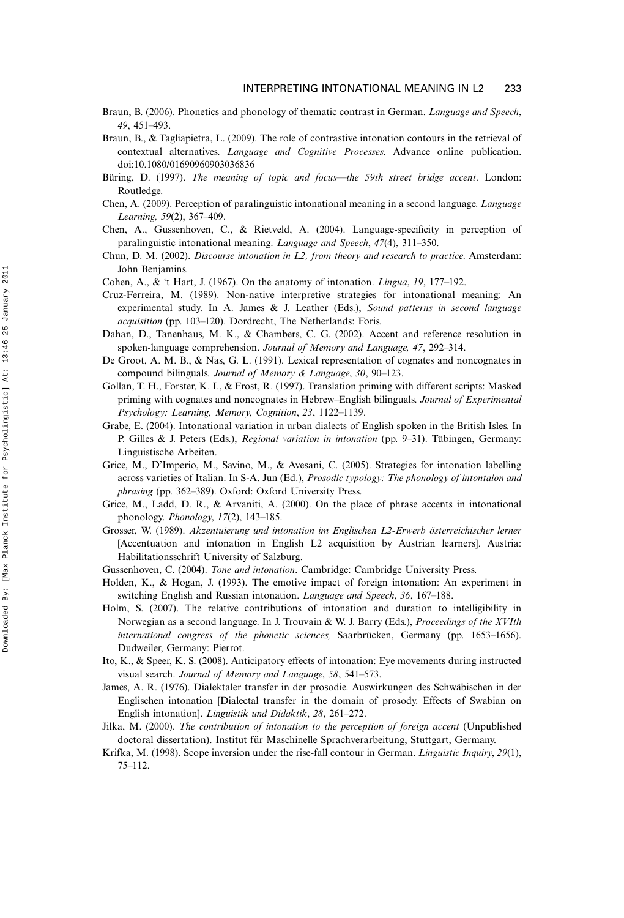Braun, B. (2006). Phonetics and phonology of thematic contrast in German. *Language and Speech*, *49*, 451–493.

Braun, B., & Tagliapietra, L. (2009). The role of contrastive intonation contours in the retrieval of contextual alternatives. *Language and Cognitive Processes*. Advance online publication. doi:10.1080/01690960903036836

Büring, D. (1997). *The meaning of topic and focus—the 59th street bridge accent*. London: Routledge.

Chen, A. (2009). Perception of paralinguistic intonational meaning in a second language. *Language Learning, 59*(2), 367–409.

Chen, A., Gussenhoven, C., & Rietveld, A. (2004). Language-specificity in perception of paralinguistic intonational meaning. *Language and Speech*, *47*(4), 311–350.

Chun, D. M. (2002). *Discourse intonation in L2, from theory and research to practice*. Amsterdam: John Benjamins.

Cohen, A., & 't Hart, J. (1967). On the anatomy of intonation. *Lingua*, *19*, 177–192.

Cruz-Ferreira, M. (1989). Non-native interpretive strategies for intonational meaning: An experimental study. In A. James & J. Leather (Eds.), *Sound patterns in second language acquisition* (pp. 103–120). Dordrecht, The Netherlands: Foris.

Dahan, D., Tanenhaus, M. K., & Chambers, C. G. (2002). Accent and reference resolution in spoken-language comprehension. *Journal of Memory and Language, 47*, 292–314.

De Groot, A. M. B., & Nas, G. L. (1991). Lexical representation of cognates and noncognates in compound bilinguals. *Journal of Memory & Language*, *30*, 90–123.

Gollan, T. H., Forster, K. I., & Frost, R. (1997). Translation priming with different scripts: Masked priming with cognates and noncognates in Hebrew–English bilinguals. *Journal of Experimental Psychology: Learning, Memory, Cognition*, *23*, 1122–1139.

Grabe, E. (2004). Intonational variation in urban dialects of English spoken in the British Isles. In P. Gilles & J. Peters (Eds.), *Regional variation in intonation* (pp. 9–31). Tübingen, Germany: Linguistische Arbeiten.

Grice, M., D'Imperio, M., Savino, M., & Avesani, C. (2005). Strategies for intonation labelling across varieties of Italian. In S-A. Jun (Ed.), *Prosodic typology: The phonology of intontaion and phrasing* (pp. 362–389). Oxford: Oxford University Press.

Grice, M., Ladd, D. R., & Arvaniti, A. (2000). On the place of phrase accents in intonational phonology. *Phonology*, *17*(2), 143–185.

Grosser, W. (1989). *Akzentuierung und intonation im Englischen L2-Erwerb österreichischer lerner* [Accentuation and intonation in English L2 acquisition by Austrian learners]. Austria: Habilitationsschrift University of Salzburg.

Gussenhoven, C. (2004). *Tone and intonation*. Cambridge: Cambridge University Press.

Holden, K., & Hogan, J. (1993). The emotive impact of foreign intonation: An experiment in switching English and Russian intonation. *Language and Speech*, *36*, 167–188.

Holm, S. (2007). The relative contributions of intonation and duration to intelligibility in Norwegian as a second language. In J. Trouvain & W. J. Barry (Eds.), *Proceedings of the XVIth international congress of the phonetic sciences,* Saarbrücken, Germany (pp. 1653–1656). Dudweiler, Germany: Pierrot.

Ito, K., & Speer, K. S. (2008). Anticipatory effects of intonation: Eye movements during instructed visual search. *Journal of Memory and Language*, *58*, 541–573.

James, A. R. (1976). Dialektaler transfer in der prosodie. Auswirkungen des Schwäbischen in der Englischen intonation [Dialectal transfer in the domain of prosody. Effects of Swabian on English intonation]. *Linguistik und Didaktik*, *28*, 261–272.

Jilka, M. (2000). *The contribution of intonation to the perception of foreign accent* (Unpublished doctoral dissertation). Institut für Maschinelle Sprachverarbeitung, Stuttgart, Germany.

Krifka, M. (1998). Scope inversion under the rise-fall contour in German. *Linguistic Inquiry*, *29*(1), 75–112.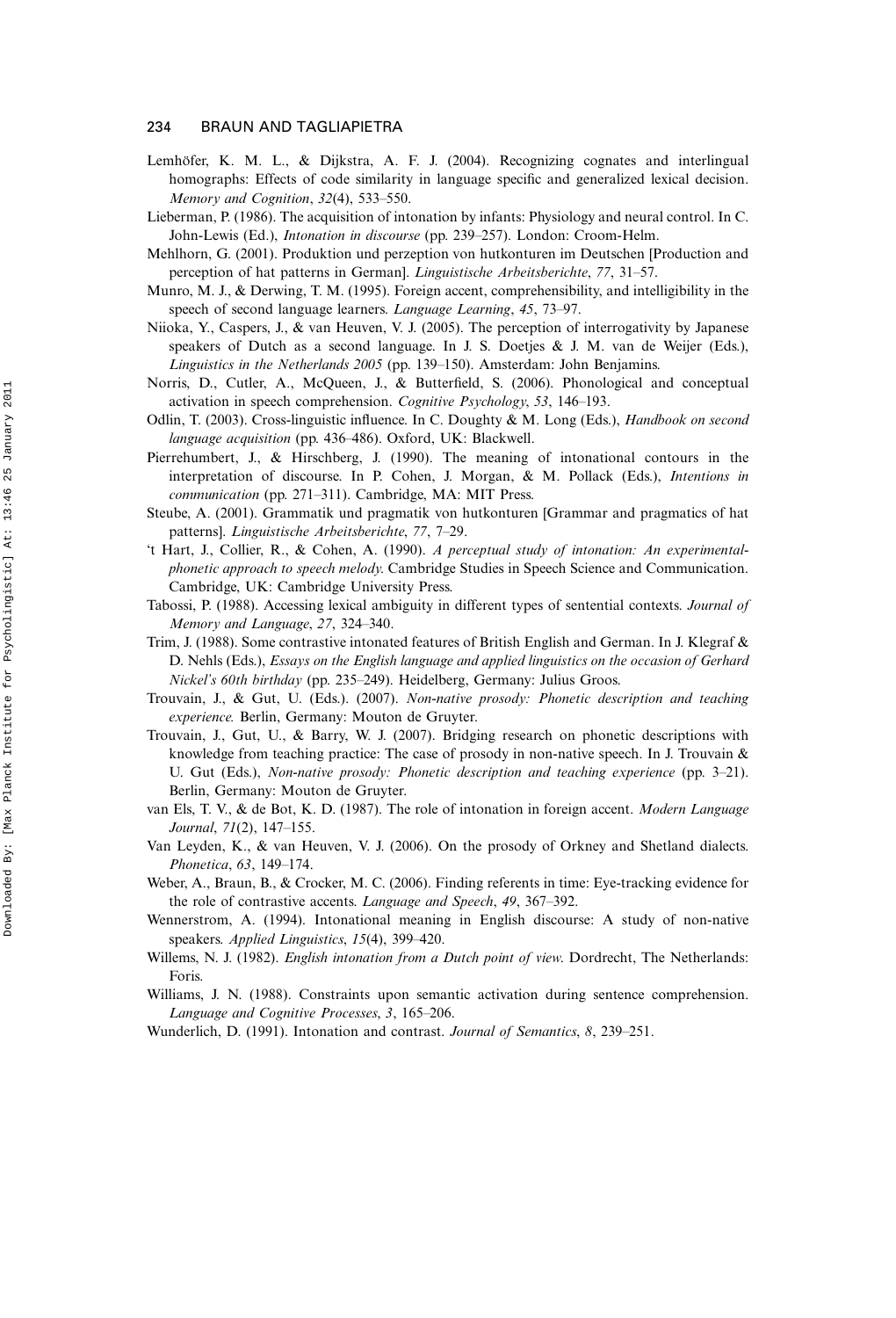Lemhöfer, K. M. L., & Dijkstra, A. F. J. (2004). Recognizing cognates and interlingual homographs: Effects of code similarity in language specific and generalized lexical decision. *Memory and Cognition*, *32*(4), 533–550.

Lieberman, P. (1986). The acquisition of intonation by infants: Physiology and neural control. In C. John-Lewis (Ed.), *Intonation in discourse* (pp. 239–257). London: Croom-Helm.

Mehlhorn, G. (2001). Produktion und perzeption von hutkonturen im Deutschen [Production and perception of hat patterns in German]. *Linguistische Arbeitsberichte*, *77*, 31–57.

Munro, M. J., & Derwing, T. M. (1995). Foreign accent, comprehensibility, and intelligibility in the speech of second language learners. *Language Learning*, *45*, 73–97.

Niioka, Y., Caspers, J., & van Heuven, V. J. (2005). The perception of interrogativity by Japanese speakers of Dutch as a second language. In J. S. Doetjes & J. M. van de Weijer (Eds.), *Linguistics in the Netherlands 2005* (pp. 139–150). Amsterdam: John Benjamins.

Norris, D., Cutler, A., McQueen, J., & Butterfield, S. (2006). Phonological and conceptual activation in speech comprehension. *Cognitive Psychology*, *53*, 146–193.

Odlin, T. (2003). Cross-linguistic influence. In C. Doughty & M. Long (Eds.), *Handbook on second language acquisition* (pp. 436–486). Oxford, UK: Blackwell.

Pierrehumbert, J., & Hirschberg, J. (1990). The meaning of intonational contours in the interpretation of discourse. In P. Cohen, J. Morgan, & M. Pollack (Eds.), *Intentions in communication* (pp. 271–311). Cambridge, MA: MIT Press.

Steube, A. (2001). Grammatik und pragmatik von hutkonturen [Grammar and pragmatics of hat patterns]. *Linguistische Arbeitsberichte*, *77*, 7–29.

't Hart, J., Collier, R., & Cohen, A. (1990). *A perceptual study of intonation: An experimental-phonetic approach to speech melody*. Cambridge Studies in Speech Science and Communication. Cambridge, UK: Cambridge University Press.

Tabossi, P. (1988). Accessing lexical ambiguity in different types of sentential contexts. *Journal of Memory and Language*, *27*, 324–340.

Trim, J. (1988). Some contrastive intonated features of British English and German. In J. Klegraf & D. Nehls (Eds.), *Essays on the English language and applied linguistics on the occasion of Gerhard Nickel's 60th birthday* (pp. 235–249). Heidelberg, Germany: Julius Groos.

Trouvain, J., & Gut, U. (Eds.). (2007). *Non-native prosody: Phonetic description and teaching experience*. Berlin, Germany: Mouton de Gruyter.

Trouvain, J., Gut, U., & Barry, W. J. (2007). Bridging research on phonetic descriptions with knowledge from teaching practice: The case of prosody in non-native speech. In J. Trouvain & U. Gut (Eds.), *Non-native prosody: Phonetic description and teaching experience* (pp. 3–21). Berlin, Germany: Mouton de Gruyter.

van Els, T. V., & de Bot, K. D. (1987). The role of intonation in foreign accent. *Modern Language Journal*, *71*(2), 147–155.

Van Leyden, K., & van Heuven, V. J. (2006). On the prosody of Orkney and Shetland dialects. *Phonetica*, *63*, 149–174.

Weber, A., Braun, B., & Crocker, M. C. (2006). Finding referents in time: Eye-tracking evidence for the role of contrastive accents. *Language and Speech*, *49*, 367–392.

Wennerstrom, A. (1994). Intonational meaning in English discourse: A study of non-native speakers. *Applied Linguistics*, *15*(4), 399–420.

Willems, N. J. (1982). *English intonation from a Dutch point of view*. Dordrecht, The Netherlands: Foris.

Williams, J. N. (1988). Constraints upon semantic activation during sentence comprehension. *Language and Cognitive Processes*, *3*, 165–206.

Wunderlich, D. (1991). Intonation and contrast. *Journal of Semantics*, *8*, 239–251.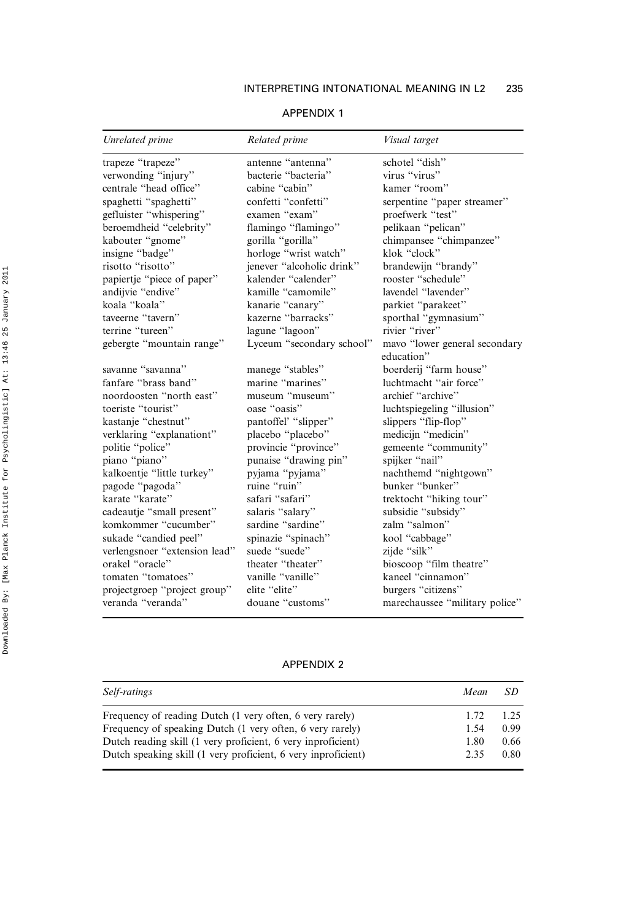## APPENDIX 1

| *Unrelated prime* | *Related prime* | *Visual target* |
|---|---|---|
| trapeze "trapeze" | antenne "antenna" | schotel "dish" |
| verwonding "injury" | bacterie "bacteria" | virus "virus" |
| centrale "head office" | cabine "cabin" | kamer "room" |
| spaghetti "spaghetti" | confetti "confetti" | serpentine "paper streamer" |
| gefluister "whispering" | examen "exam" | proefwerk "test" |
| beroemdheid "celebrity" | flamingo "flamingo" | pelikaan "pelican" |
| kabouter "gnome" | gorilla "gorilla" | chimpansee "chimpanzee" |
| insigne "badge" | horloge "wrist watch" | klok "clock" |
| risotto "risotto" | jenever "alcoholic drink" | brandewijn "brandy" |
| papiertje "piece of paper" | kalender "calender" | rooster "schedule" |
| andijvie "endive" | kamille "camomile" | lavendel "lavender" |
| koala "koala" | kanarie "canary" | parkiet "parakeet" |
| taveerne "tavern" | kazerne "barracks" | sporthal "gymnasium" |
| terrine "tureen" | lagune "lagoon" | rivier "river" |
| gebergte "mountain range" | Lyceum "secondary school" | mavo "lower general secondary education" |
| savanne "savanna" | manege "stables" | boerderij "farm house" |
| fanfare "brass band" | marine "marines" | luchtmacht "air force" |
| noordoosten "north east" | museum "museum" | archief "archive" |
| toeriste "tourist" | oase "oasis" | luchtspiegeling "illusion" |
| kastanje "chestnut" | pantoffel' "slipper" | slippers "flip-flop" |
| verklaring "explanationt" | placebo "placebo" | medicijn "medicin" |
| politie "police" | provincie "province" | gemeente "community" |
| piano "piano" | punaise "drawing pin" | spijker "nail" |
| kalkoentje "little turkey" | pyjama "pyjama" | nachthemd "nightgown" |
| pagode "pagoda" | ruine "ruin" | bunker "bunker" |
| karate "karate" | safari "safari" | trektocht "hiking tour" |
| cadeautje "small present" | salaris "salary" | subsidie "subsidy" |
| komkommer "cucumber" | sardine "sardine" | zalm "salmon" |
| sukade "candied peel" | spinazie "spinach" | kool "cabbage" |
| verlengsnoer "extension lead" | suede "suede" | zijde "silk" |
| orakel "oracle" | theater "theater" | bioscoop "film theatre" |
| tomaten "tomatoes" | vanille "vanille" | kaneel "cinnamon" |
| projectgroep "project group" | elite "elite" | burgers "citizens" |
| veranda "veranda" | douane "customs" | marechaussee "military police" |

## APPENDIX 2

| *Self-ratings* | *Mean* | *SD* |
|---|---|---|
| Frequency of reading Dutch (1 very often, 6 very rarely) | 1.72 | 1.25 |
| Frequency of speaking Dutch (1 very often, 6 very rarely) | 1.54 | 0.99 |
| Dutch reading skill (1 very proficient, 6 very inproficient) | 1.80 | 0.66 |
| Dutch speaking skill (1 very proficient, 6 very inproficient) | 2.35 | 0.80 |